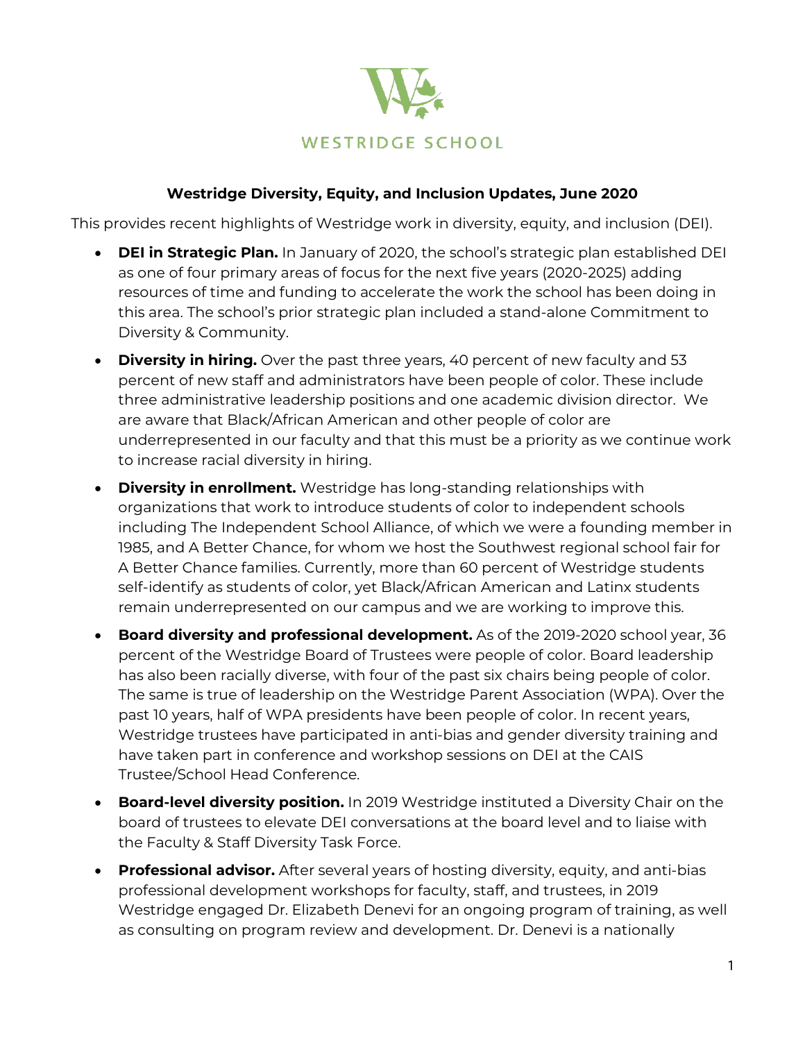WESTRIDGE SCHOOL

**Westridge Diversity, Equity, and Inclusion Updates, June 2020**

This provides recent highlights of Westridge work in diversity, equity, and inclusion (DEI).

- **DEI in Strategic Plan.** In January of 2020, the school's strategic plan established DEI as one of four primary areas of focus for the next five years (2020-2025) adding resources of time and funding to accelerate the work the school has been doing in this area. The school's prior strategic plan included a stand-alone Commitment to Diversity & Community.
- **Diversity in hiring.** Over the past three years, 40 percent of new faculty and 53 percent of new staff and administrators have been people of color. These include three administrative leadership positions and one academic division director. We are aware that Black/African American and other people of color are underrepresented in our faculty and that this must be a priority as we continue work to increase racial diversity in hiring.
- **Diversity in enrollment.** Westridge has long-standing relationships with organizations that work to introduce students of color to independent schools including The Independent School Alliance, of which we were a founding member in 1985, and A Better Chance, for whom we host the Southwest regional school fair for A Better Chance families. Currently, more than 60 percent of Westridge students self-identify as students of color, yet Black/African American and Latinx students remain underrepresented on our campus and we are working to improve this.
- **Board diversity and professional development.** As of the 2019-2020 school year, 36 percent of the Westridge Board of Trustees were people of color. Board leadership has also been racially diverse, with four of the past six chairs being people of color. The same is true of leadership on the Westridge Parent Association (WPA). Over the past 10 years, half of WPA presidents have been people of color. In recent years, Westridge trustees have participated in anti-bias and gender diversity training and have taken part in conference and workshop sessions on DEI at the CAIS Trustee/School Head Conference.
- **Board-level diversity position.** In 2019 Westridge instituted a Diversity Chair on the board of trustees to elevate DEI conversations at the board level and to liaise with the Faculty & Staff Diversity Task Force.
- **Professional advisor.** After several years of hosting diversity, equity, and anti-bias professional development workshops for faculty, staff, and trustees, in 2019 Westridge engaged Dr. Elizabeth Denevi for an ongoing program of training, as well as consulting on program review and development. Dr. Denevi is a nationally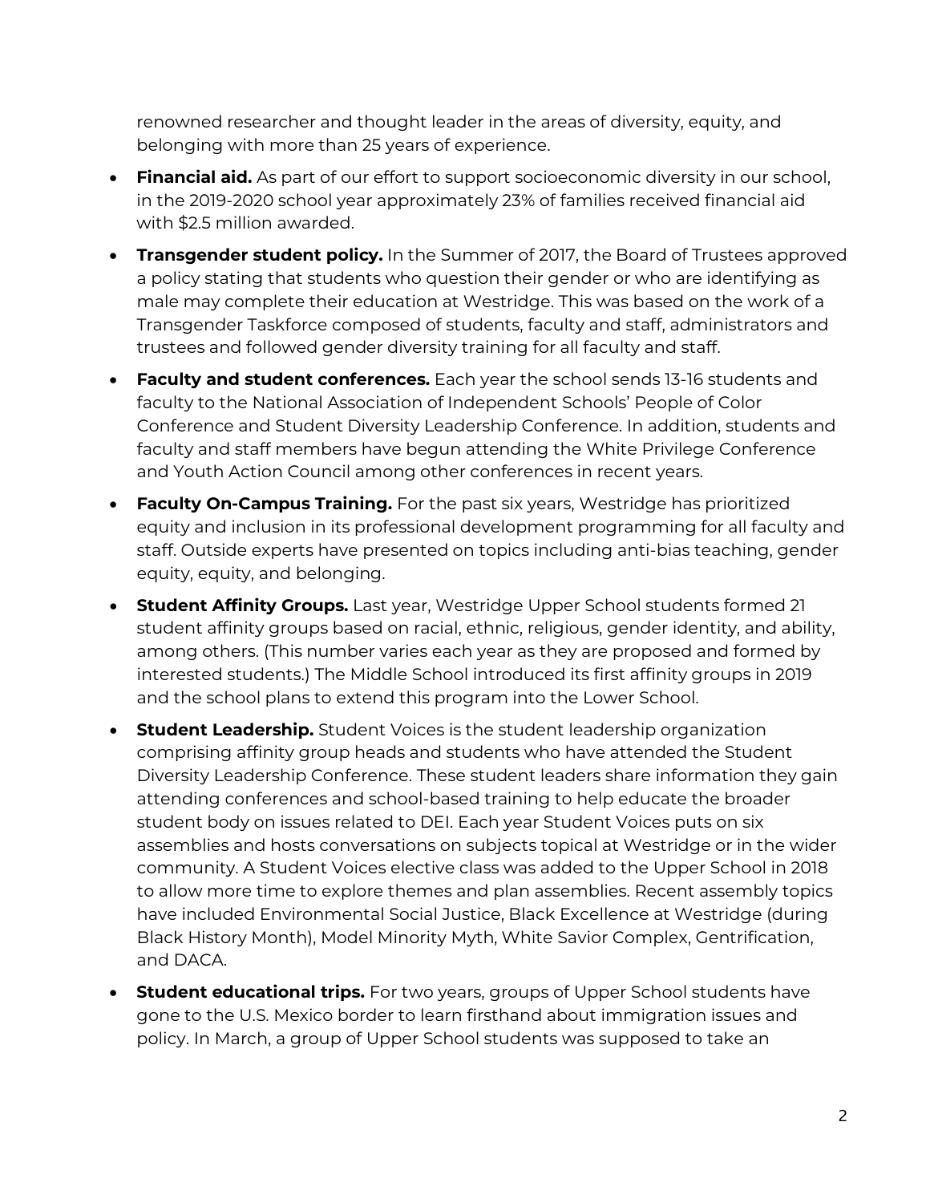renowned researcher and thought leader in the areas of diversity, equity, and belonging with more than 25 years of experience.

- **Financial aid.** As part of our effort to support socioeconomic diversity in our school, in the 2019-2020 school year approximately 23% of families received financial aid with $2.5 million awarded.
- **Transgender student policy.** In the Summer of 2017, the Board of Trustees approved a policy stating that students who question their gender or who are identifying as male may complete their education at Westridge. This was based on the work of a Transgender Taskforce composed of students, faculty and staff, administrators and trustees and followed gender diversity training for all faculty and staff.
- **Faculty and student conferences.** Each year the school sends 13-16 students and faculty to the National Association of Independent Schools' People of Color Conference and Student Diversity Leadership Conference. In addition, students and faculty and staff members have begun attending the White Privilege Conference and Youth Action Council among other conferences in recent years.
- **Faculty On-Campus Training.** For the past six years, Westridge has prioritized equity and inclusion in its professional development programming for all faculty and staff. Outside experts have presented on topics including anti-bias teaching, gender equity, equity, and belonging.
- **Student Affinity Groups.** Last year, Westridge Upper School students formed 21 student affinity groups based on racial, ethnic, religious, gender identity, and ability, among others. (This number varies each year as they are proposed and formed by interested students.) The Middle School introduced its first affinity groups in 2019 and the school plans to extend this program into the Lower School.
- **Student Leadership.** Student Voices is the student leadership organization comprising affinity group heads and students who have attended the Student Diversity Leadership Conference. These student leaders share information they gain attending conferences and school-based training to help educate the broader student body on issues related to DEI. Each year Student Voices puts on six assemblies and hosts conversations on subjects topical at Westridge or in the wider community. A Student Voices elective class was added to the Upper School in 2018 to allow more time to explore themes and plan assemblies. Recent assembly topics have included Environmental Social Justice, Black Excellence at Westridge (during Black History Month), Model Minority Myth, White Savior Complex, Gentrification, and DACA.
- **Student educational trips.** For two years, groups of Upper School students have gone to the U.S. Mexico border to learn firsthand about immigration issues and policy. In March, a group of Upper School students was supposed to take an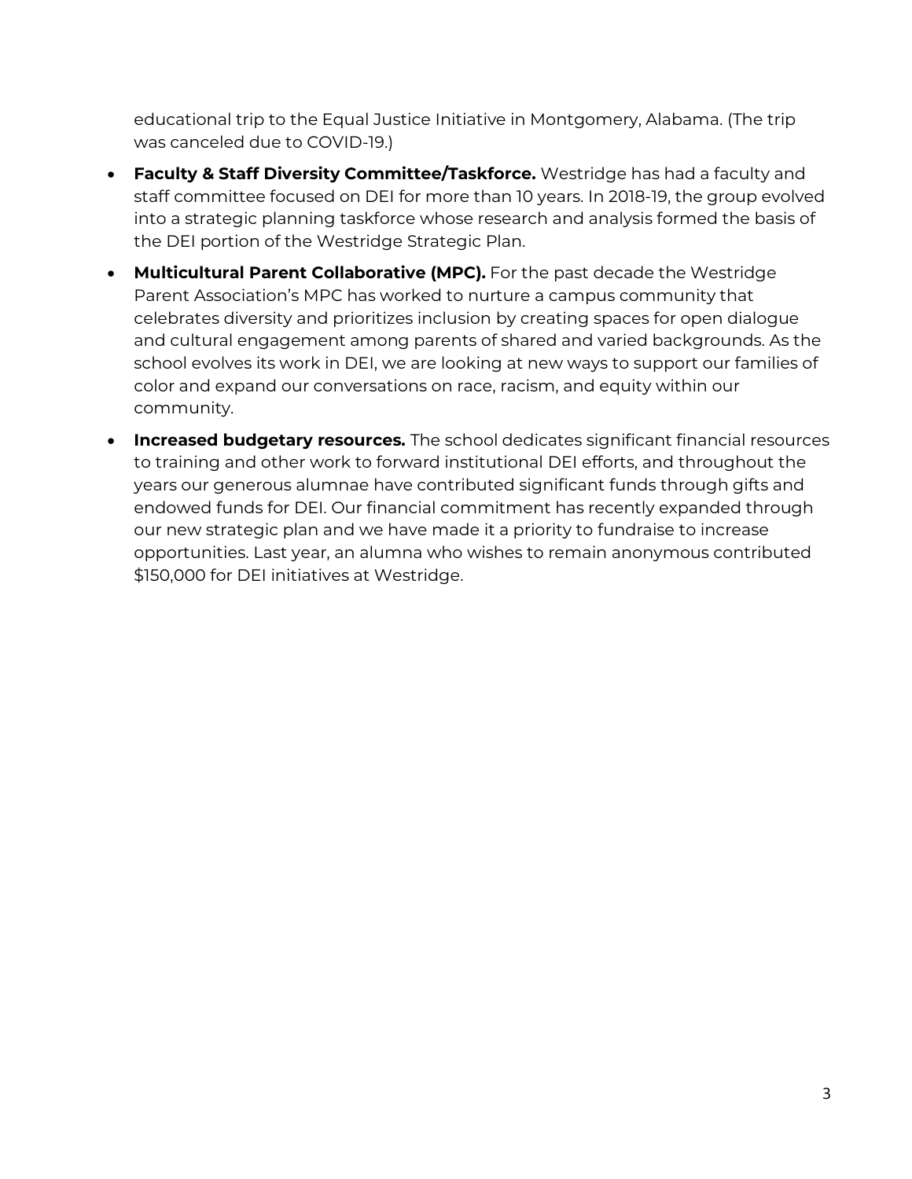educational trip to the Equal Justice Initiative in Montgomery, Alabama. (The trip was canceled due to COVID-19.)

- **Faculty & Staff Diversity Committee/Taskforce.** Westridge has had a faculty and staff committee focused on DEI for more than 10 years. In 2018-19, the group evolved into a strategic planning taskforce whose research and analysis formed the basis of the DEI portion of the Westridge Strategic Plan.
- **Multicultural Parent Collaborative (MPC).** For the past decade the Westridge Parent Association's MPC has worked to nurture a campus community that celebrates diversity and prioritizes inclusion by creating spaces for open dialogue and cultural engagement among parents of shared and varied backgrounds. As the school evolves its work in DEI, we are looking at new ways to support our families of color and expand our conversations on race, racism, and equity within our community.
- **Increased budgetary resources.** The school dedicates significant financial resources to training and other work to forward institutional DEI efforts, and throughout the years our generous alumnae have contributed significant funds through gifts and endowed funds for DEI. Our financial commitment has recently expanded through our new strategic plan and we have made it a priority to fundraise to increase opportunities. Last year, an alumna who wishes to remain anonymous contributed $150,000 for DEI initiatives at Westridge.